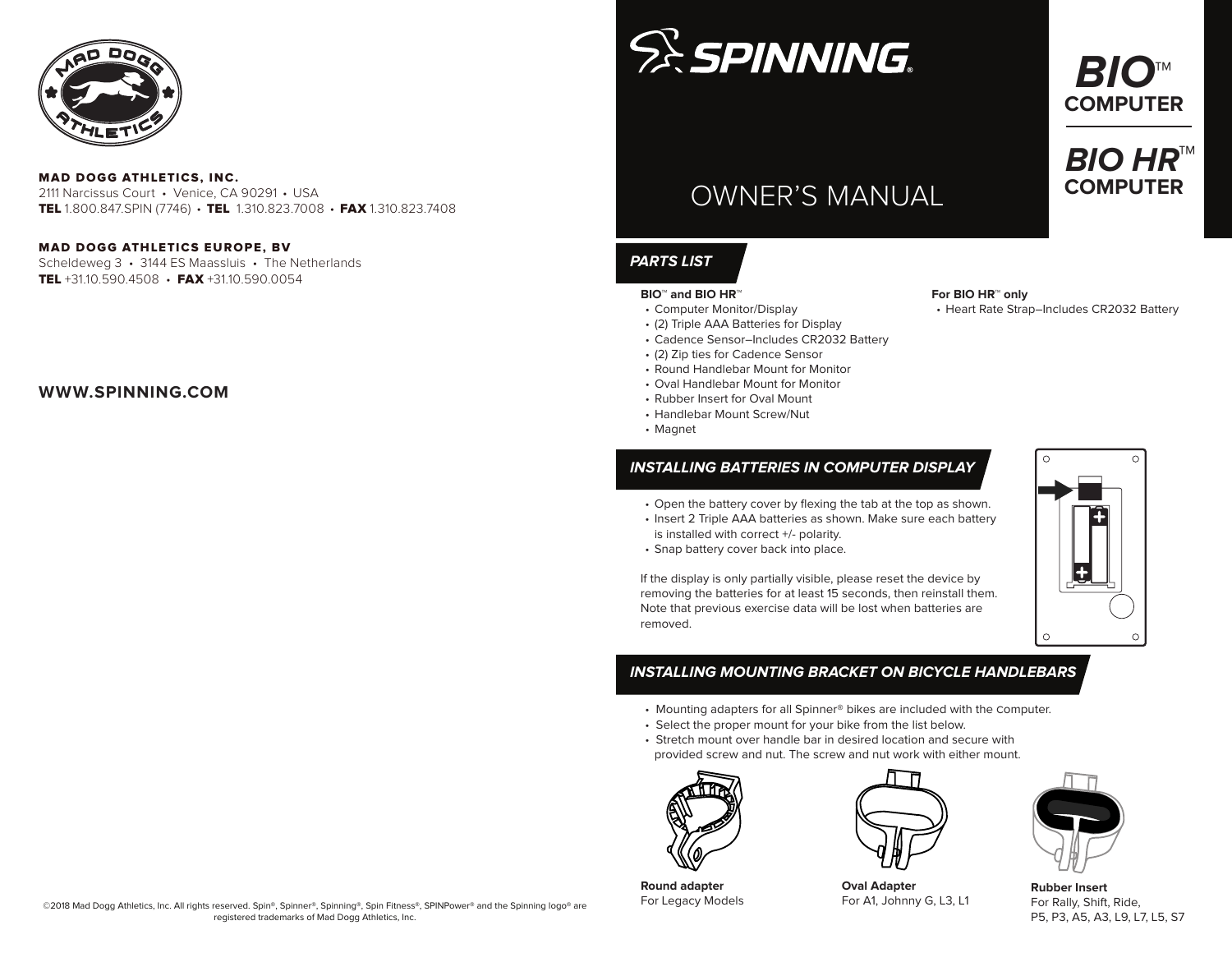**MAD DOGG ATHLETICS, INC.**
2111 Narcissus Court • Venice, CA 90291 • USA
**TEL** 1.800.847.SPIN (7746) • **TEL** 1.310.823.7008 • **FAX** 1.310.823.7408

**MAD DOGG ATHLETICS EUROPE, BV**
Scheldeweg 3 • 3144 ES Maassluis • The Netherlands
**TEL** +31.10.590.4508 • **FAX** +31.10.590.0054

**WWW.SPINNING.COM**

©2018 Mad Dogg Athletics, Inc. All rights reserved. Spin®, Spinner®, Spinning®, Spin Fitness®, SPINPower® and the Spinning logo® are registered trademarks of Mad Dogg Athletics, Inc.

# SPINNING®

# OWNER'S MANUAL

## BIO™ COMPUTER

## BIO HR™ COMPUTER

## PARTS LIST

**BIO™ and BIO HR™**

- Computer Monitor/Display
- (2) Triple AAA Batteries for Display
- Cadence Sensor–Includes CR2032 Battery
- (2) Zip ties for Cadence Sensor
- Round Handlebar Mount for Monitor
- Oval Handlebar Mount for Monitor
- Rubber Insert for Oval Mount
- Handlebar Mount Screw/Nut
- Magnet

**For BIO HR™ only**

- Heart Rate Strap–Includes CR2032 Battery

## INSTALLING BATTERIES IN COMPUTER DISPLAY

- Open the battery cover by flexing the tab at the top as shown.
- Insert 2 Triple AAA batteries as shown. Make sure each battery is installed with correct +/- polarity.
- Snap battery cover back into place.

If the display is only partially visible, please reset the device by removing the batteries for at least 15 seconds, then reinstall them. Note that previous exercise data will be lost when batteries are removed.

## INSTALLING MOUNTING BRACKET ON BICYCLE HANDLEBARS

- Mounting adapters for all Spinner® bikes are included with the computer.
- Select the proper mount for your bike from the list below.
- Stretch mount over handle bar in desired location and secure with provided screw and nut. The screw and nut work with either mount.

**Round adapter**
For Legacy Models

**Oval Adapter**
For A1, Johnny G, L3, L1

**Rubber Insert**
For Rally, Shift, Ride, P5, P3, A5, A3, L9, L7, L5, S7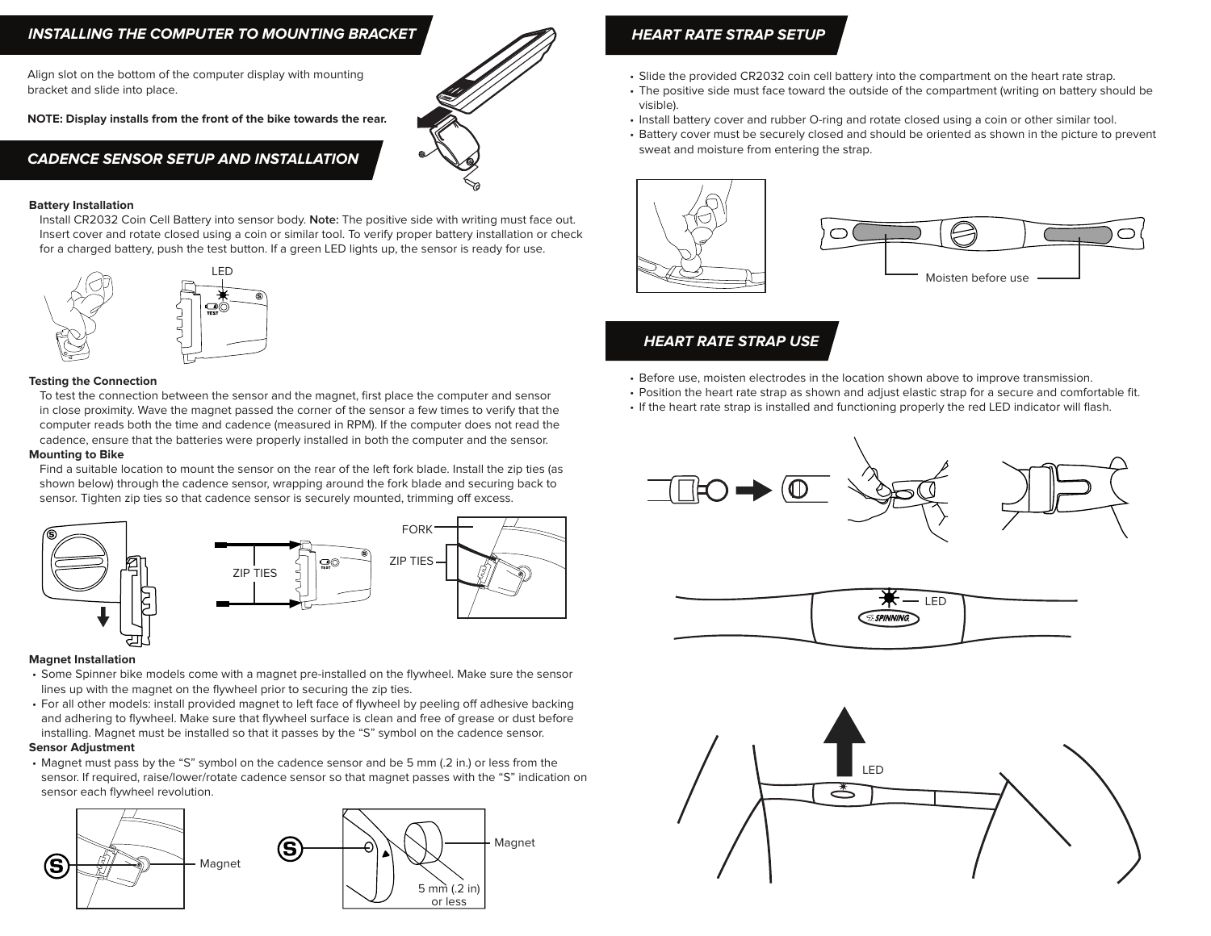## INSTALLING THE COMPUTER TO MOUNTING BRACKET

Align slot on the bottom of the computer display with mounting bracket and slide into place.

**NOTE: Display installs from the front of the bike towards the rear.**

## CADENCE SENSOR SETUP AND INSTALLATION

**Battery Installation**

Install CR2032 Coin Cell Battery into sensor body. **Note:** The positive side with writing must face out. Insert cover and rotate closed using a coin or similar tool. To verify proper battery installation or check for a charged battery, push the test button. If a green LED lights up, the sensor is ready for use.

LED

**Testing the Connection**

To test the connection between the sensor and the magnet, first place the computer and sensor in close proximity. Wave the magnet passed the corner of the sensor a few times to verify that the computer reads both the time and cadence (measured in RPM). If the computer does not read the cadence, ensure that the batteries were properly installed in both the computer and the sensor.

**Mounting to Bike**

Find a suitable location to mount the sensor on the rear of the left fork blade. Install the zip ties (as shown below) through the cadence sensor, wrapping around the fork blade and securing back to sensor. Tighten zip ties so that cadence sensor is securely mounted, trimming off excess.

ZIP TIES

FORK

ZIP TIES

**Magnet Installation**

- Some Spinner bike models come with a magnet pre-installed on the flywheel. Make sure the sensor lines up with the magnet on the flywheel prior to securing the zip ties.
- For all other models: install provided magnet to left face of flywheel by peeling off adhesive backing and adhering to flywheel. Make sure that flywheel surface is clean and free of grease or dust before installing. Magnet must be installed so that it passes by the "S" symbol on the cadence sensor.

**Sensor Adjustment**

- Magnet must pass by the "S" symbol on the cadence sensor and be 5 mm (.2 in.) or less from the sensor. If required, raise/lower/rotate cadence sensor so that magnet passes with the "S" indication on sensor each flywheel revolution.

Magnet

Magnet

5 mm (.2 in) or less

## HEART RATE STRAP SETUP

- Slide the provided CR2032 coin cell battery into the compartment on the heart rate strap.
- The positive side must face toward the outside of the compartment (writing on battery should be visible).
- Install battery cover and rubber O-ring and rotate closed using a coin or other similar tool.
- Battery cover must be securely closed and should be oriented as shown in the picture to prevent sweat and moisture from entering the strap.

Moisten before use

## HEART RATE STRAP USE

- Before use, moisten electrodes in the location shown above to improve transmission.
- Position the heart rate strap as shown and adjust elastic strap for a secure and comfortable fit.
- If the heart rate strap is installed and functioning properly the red LED indicator will flash.

LED

LED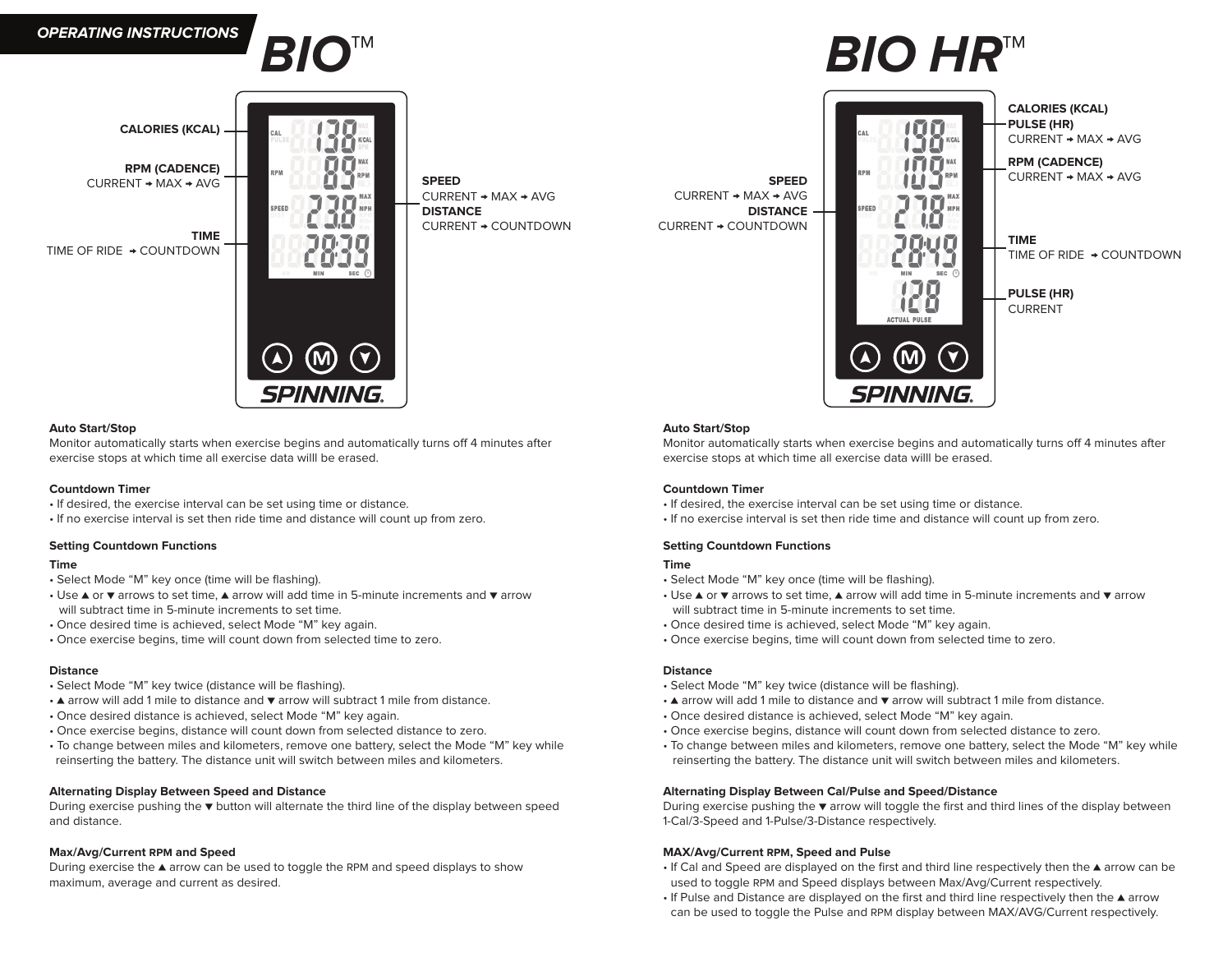OPERATING INSTRUCTIONS

# BIO™

**CALORIES (KCAL)**

**RPM (CADENCE)**
CURRENT → MAX → AVG

**TIME**
TIME OF RIDE → COUNTDOWN

**SPEED**
CURRENT → MAX → AVG
**DISTANCE**
CURRENT → COUNTDOWN

### Auto Start/Stop

Monitor automatically starts when exercise begins and automatically turns off 4 minutes after exercise stops at which time all exercise data willl be erased.

### Countdown Timer

- If desired, the exercise interval can be set using time or distance.
- If no exercise interval is set then ride time and distance will count up from zero.

### Setting Countdown Functions

**Time**

- Select Mode "M" key once (time will be flashing).
- Use ▲ or ▼ arrows to set time, ▲ arrow will add time in 5-minute increments and ▼ arrow will subtract time in 5-minute increments to set time.
- Once desired time is achieved, select Mode "M" key again.
- Once exercise begins, time will count down from selected time to zero.

**Distance**

- Select Mode "M" key twice (distance will be flashing).
- ▲ arrow will add 1 mile to distance and ▼ arrow will subtract 1 mile from distance.
- Once desired distance is achieved, select Mode "M" key again.
- Once exercise begins, distance will count down from selected distance to zero.
- To change between miles and kilometers, remove one battery, select the Mode "M" key while reinserting the battery. The distance unit will switch between miles and kilometers.

### Alternating Display Between Speed and Distance

During exercise pushing the ▼ button will alternate the third line of the display between speed and distance.

### Max/Avg/Current RPM and Speed

During exercise the ▲ arrow can be used to toggle the RPM and speed displays to show maximum, average and current as desired.

# BIO HR™

**CALORIES (KCAL)**
**PULSE (HR)**
CURRENT → MAX → AVG

**RPM (CADENCE)**
CURRENT → MAX → AVG

**SPEED**
CURRENT → MAX → AVG
**DISTANCE**
CURRENT → COUNTDOWN

**TIME**
TIME OF RIDE → COUNTDOWN

**PULSE (HR)**
CURRENT

### Auto Start/Stop

Monitor automatically starts when exercise begins and automatically turns off 4 minutes after exercise stops at which time all exercise data willl be erased.

### Countdown Timer

- If desired, the exercise interval can be set using time or distance.
- If no exercise interval is set then ride time and distance will count up from zero.

### Setting Countdown Functions

**Time**

- Select Mode "M" key once (time will be flashing).
- Use ▲ or ▼ arrows to set time, ▲ arrow will add time in 5-minute increments and ▼ arrow will subtract time in 5-minute increments to set time.
- Once desired time is achieved, select Mode "M" key again.
- Once exercise begins, time will count down from selected time to zero.

**Distance**

- Select Mode "M" key twice (distance will be flashing).
- ▲ arrow will add 1 mile to distance and ▼ arrow will subtract 1 mile from distance.
- Once desired distance is achieved, select Mode "M" key again.
- Once exercise begins, distance will count down from selected distance to zero.
- To change between miles and kilometers, remove one battery, select the Mode "M" key while reinserting the battery. The distance unit will switch between miles and kilometers.

### Alternating Display Between Cal/Pulse and Speed/Distance

During exercise pushing the ▼ arrow will toggle the first and third lines of the display between 1-Cal/3-Speed and 1-Pulse/3-Distance respectively.

### MAX/Avg/Current RPM, Speed and Pulse

- If Cal and Speed are displayed on the first and third line respectively then the ▲ arrow can be used to toggle RPM and Speed displays between Max/Avg/Current respectively.
- If Pulse and Distance are displayed on the first and third line respectively then the ▲ arrow can be used to toggle the Pulse and RPM display between MAX/AVG/Current respectively.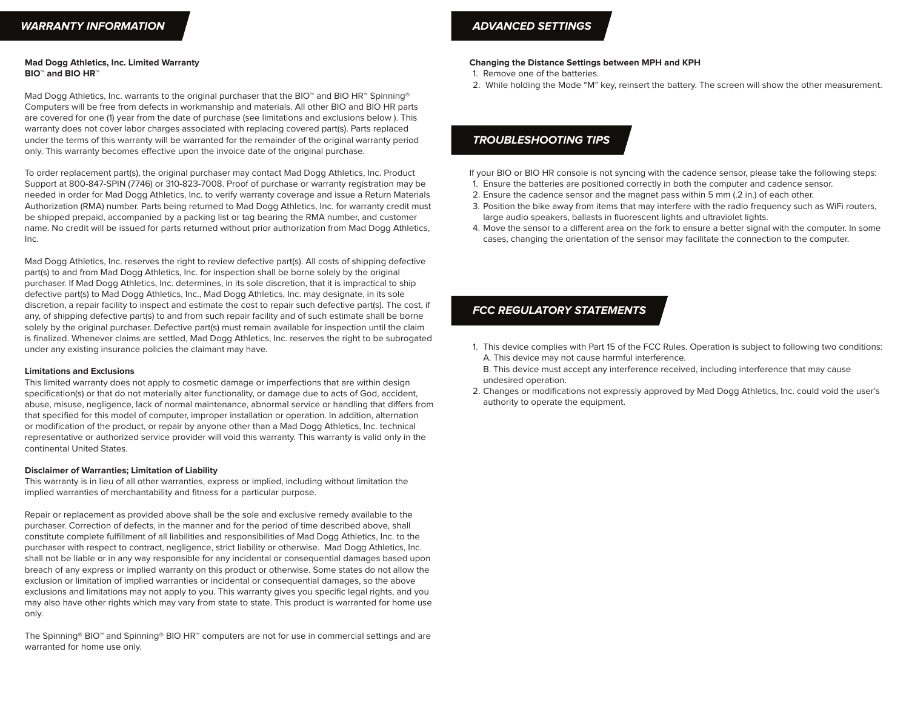## WARRANTY INFORMATION

**Mad Dogg Athletics, Inc. Limited Warranty**
**BIO™ and BIO HR™**

Mad Dogg Athletics, Inc. warrants to the original purchaser that the BIO™ and BIO HR™ Spinning® Computers will be free from defects in workmanship and materials. All other BIO and BIO HR parts are covered for one (1) year from the date of purchase (see limitations and exclusions below ). This warranty does not cover labor charges associated with replacing covered part(s). Parts replaced under the terms of this warranty will be warranted for the remainder of the original warranty period only. This warranty becomes effective upon the invoice date of the original purchase.

To order replacement part(s), the original purchaser may contact Mad Dogg Athletics, Inc. Product Support at 800-847-SPIN (7746) or 310-823-7008. Proof of purchase or warranty registration may be needed in order for Mad Dogg Athletics, Inc. to verify warranty coverage and issue a Return Materials Authorization (RMA) number. Parts being returned to Mad Dogg Athletics, Inc. for warranty credit must be shipped prepaid, accompanied by a packing list or tag bearing the RMA number, and customer name. No credit will be issued for parts returned without prior authorization from Mad Dogg Athletics, Inc.

Mad Dogg Athletics, Inc. reserves the right to review defective part(s). All costs of shipping defective part(s) to and from Mad Dogg Athletics, Inc. for inspection shall be borne solely by the original purchaser. If Mad Dogg Athletics, Inc. determines, in its sole discretion, that it is impractical to ship defective part(s) to Mad Dogg Athletics, Inc., Mad Dogg Athletics, Inc. may designate, in its sole discretion, a repair facility to inspect and estimate the cost to repair such defective part(s). The cost, if any, of shipping defective part(s) to and from such repair facility and of such estimate shall be borne solely by the original purchaser. Defective part(s) must remain available for inspection until the claim is finalized. Whenever claims are settled, Mad Dogg Athletics, Inc. reserves the right to be subrogated under any existing insurance policies the claimant may have.

**Limitations and Exclusions**

This limited warranty does not apply to cosmetic damage or imperfections that are within design specification(s) or that do not materially alter functionality, or damage due to acts of God, accident, abuse, misuse, negligence, lack of normal maintenance, abnormal service or handling that differs from that specified for this model of computer, improper installation or operation. In addition, alternation or modification of the product, or repair by anyone other than a Mad Dogg Athletics, Inc. technical representative or authorized service provider will void this warranty. This warranty is valid only in the continental United States.

**Disclaimer of Warranties; Limitation of Liability**

This warranty is in lieu of all other warranties, express or implied, including without limitation the implied warranties of merchantability and fitness for a particular purpose.

Repair or replacement as provided above shall be the sole and exclusive remedy available to the purchaser. Correction of defects, in the manner and for the period of time described above, shall constitute complete fulfillment of all liabilities and responsibilities of Mad Dogg Athletics, Inc. to the purchaser with respect to contract, negligence, strict liability or otherwise. Mad Dogg Athletics, Inc. shall not be liable or in any way responsible for any incidental or consequential damages based upon breach of any express or implied warranty on this product or otherwise. Some states do not allow the exclusion or limitation of implied warranties or incidental or consequential damages, so the above exclusions and limitations may not apply to you. This warranty gives you specific legal rights, and you may also have other rights which may vary from state to state. This product is warranted for home use only.

The Spinning® BIO™ and Spinning® BIO HR™ computers are not for use in commercial settings and are warranted for home use only.

## ADVANCED SETTINGS

**Changing the Distance Settings between MPH and KPH**

1. Remove one of the batteries.
2. While holding the Mode “M” key, reinsert the battery. The screen will show the other measurement.

## TROUBLESHOOTING TIPS

If your BIO or BIO HR console is not syncing with the cadence sensor, please take the following steps:

1. Ensure the batteries are positioned correctly in both the computer and cadence sensor.
2. Ensure the cadence sensor and the magnet pass within 5 mm (.2 in.) of each other.
3. Position the bike away from items that may interfere with the radio frequency such as WiFi routers, large audio speakers, ballasts in fluorescent lights and ultraviolet lights.
4. Move the sensor to a different area on the fork to ensure a better signal with the computer. In some cases, changing the orientation of the sensor may facilitate the connection to the computer.

## FCC REGULATORY STATEMENTS

1. This device complies with Part 15 of the FCC Rules. Operation is subject to following two conditions:
   A. This device may not cause harmful interference.
   B. This device must accept any interference received, including interference that may cause undesired operation.
2. Changes or modifications not expressly approved by Mad Dogg Athletics, Inc. could void the user’s authority to operate the equipment.